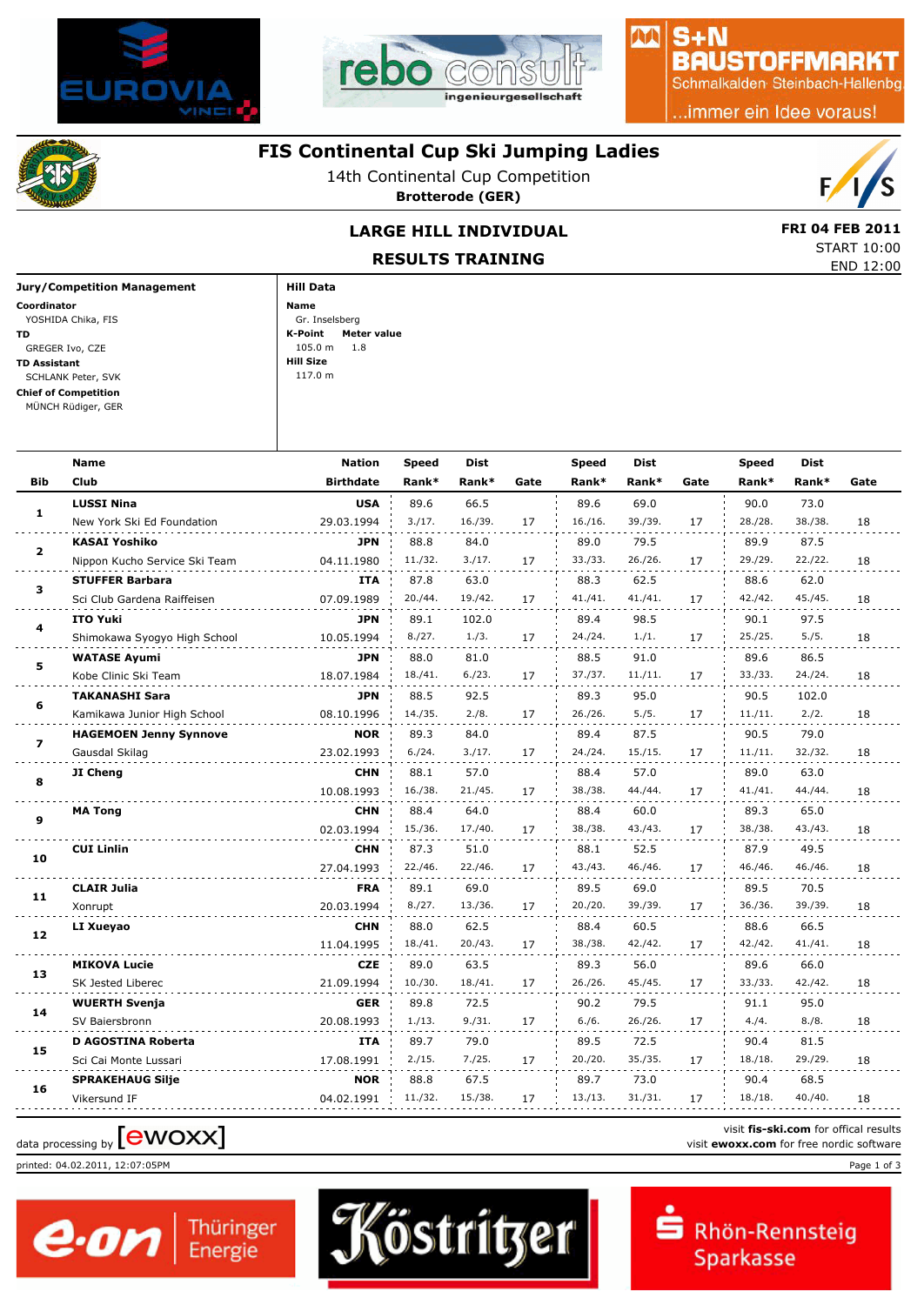# FIS Continental Cup Ski Jumping Ladies

14th Continental Cup Competition

**Brotterode (GER)**

## LARGE HILL INDIVIDUAL

## RESULTS TRAINING

**FRI 04 FEB 2011**
START 10:00
END 12:00

**Jury/Competition Management**

**Coordinator**
YOSHIDA Chika, FIS

**TD**
GREGER Ivo, CZE

**TD Assistant**
SCHLANK Peter, SVK

**Chief of Competition**
MÜNCH Rüdiger, GER

**Hill Data**

**Name**
Gr. Inselsberg

**K-Point** 105.0 m **Meter value** 1.8

**Hill Size**
117.0 m

| Bib | Name / Club | Nation / Birthdate | Speed Rank* | Dist Rank* | Gate | Speed Rank* | Dist Rank* | Gate | Speed Rank* | Dist Rank* | Gate |
|---|---|---|---|---|---|---|---|---|---|---|---|
| 1 | **LUSSI Nina** New York Ski Ed Foundation | **USA** 29.03.1994 | 89.6 3./17. | 66.5 16./39. | 17 | 89.6 16./16. | 69.0 39./39. | 17 | 90.0 28./28. | 73.0 38./38. | 18 |
| 2 | **KASAI Yoshiko** Nippon Kucho Service Ski Team | **JPN** 04.11.1980 | 88.8 11./32. | 84.0 3./17. | 17 | 89.0 33./33. | 79.5 26./26. | 17 | 89.9 29./29. | 87.5 22./22. | 18 |
| 3 | **STUFFER Barbara** Sci Club Gardena Raiffeisen | **ITA** 07.09.1989 | 87.8 20./44. | 63.0 19./42. | 17 | 88.3 41./41. | 62.5 41./41. | 17 | 88.6 42./42. | 62.0 45./45. | 18 |
| 4 | **ITO Yuki** Shimokawa Syogyo High School | **JPN** 10.05.1994 | 89.1 8./27. | 102.0 1./3. | 17 | 89.4 24./24. | 98.5 1./1. | 17 | 90.1 25./25. | 97.5 5./5. | 18 |
| 5 | **WATASE Ayumi** Kobe Clinic Ski Team | **JPN** 18.07.1984 | 88.0 18./41. | 81.0 6./23. | 17 | 88.5 37./37. | 91.0 11./11. | 17 | 89.6 33./33. | 86.5 24./24. | 18 |
| 6 | **TAKANASHI Sara** Kamikawa Junior High School | **JPN** 08.10.1996 | 88.5 14./35. | 92.5 2./8. | 17 | 89.3 26./26. | 95.0 5./5. | 17 | 90.5 11./11. | 102.0 2./2. | 18 |
| 7 | **HAGEMOEN Jenny Synnove** Gausdal Skilag | **NOR** 23.02.1993 | 89.3 6./24. | 84.0 3./17. | 17 | 89.4 24./24. | 87.5 15./15. | 17 | 90.5 11./11. | 79.0 32./32. | 18 |
| 8 | **JI Cheng** | **CHN** 10.08.1993 | 88.1 16./38. | 57.0 21./45. | 17 | 88.4 38./38. | 57.0 44./44. | 17 | 89.0 41./41. | 63.0 44./44. | 18 |
| 9 | **MA Tong** | **CHN** 02.03.1994 | 88.4 15./36. | 64.0 17./40. | 17 | 88.4 38./38. | 60.0 43./43. | 17 | 89.3 38./38. | 65.0 43./43. | 18 |
| 10 | **CUI Linlin** | **CHN** 27.04.1993 | 87.3 22./46. | 51.0 22./46. | 17 | 88.1 43./43. | 52.5 46./46. | 17 | 87.9 46./46. | 49.5 46./46. | 18 |
| 11 | **CLAIR Julia** Xonrupt | **FRA** 20.03.1994 | 89.1 8./27. | 69.0 13./36. | 17 | 89.5 20./20. | 69.0 39./39. | 17 | 89.5 36./36. | 70.5 39./39. | 18 |
| 12 | **LI Xueyao** | **CHN** 11.04.1995 | 88.0 18./41. | 62.5 20./43. | 17 | 88.4 38./38. | 60.5 42./42. | 17 | 88.6 42./42. | 66.5 41./41. | 18 |
| 13 | **MIKOVA Lucie** SK Jested Liberec | **CZE** 21.09.1994 | 89.0 10./30. | 63.5 18./41. | 17 | 89.3 26./26. | 56.0 45./45. | 17 | 89.6 33./33. | 66.0 42./42. | 18 |
| 14 | **WUERTH Svenja** SV Baiersbronn | **GER** 20.08.1993 | 89.8 1./13. | 72.5 9./31. | 17 | 90.2 6./6. | 79.5 26./26. | 17 | 91.1 4./4. | 95.0 8./8. | 18 |
| 15 | **D AGOSTINA Roberta** Sci Cai Monte Lussari | **ITA** 17.08.1991 | 89.7 2./15. | 79.0 7./25. | 17 | 89.5 20./20. | 72.5 35./35. | 17 | 90.4 18./18. | 81.5 29./29. | 18 |
| 16 | **SPRAKEHAUG Silje** Vikersund IF | **NOR** 04.02.1991 | 88.8 11./32. | 67.5 15./38. | 17 | 89.7 13./13. | 73.0 31./31. | 17 | 90.4 18./18. | 68.5 40./40. | 18 |

data processing by [ewoxx]

visit **fis-ski.com** for offical results
visit **ewoxx.com** for free nordic software

printed: 04.02.2011, 12:07:05PM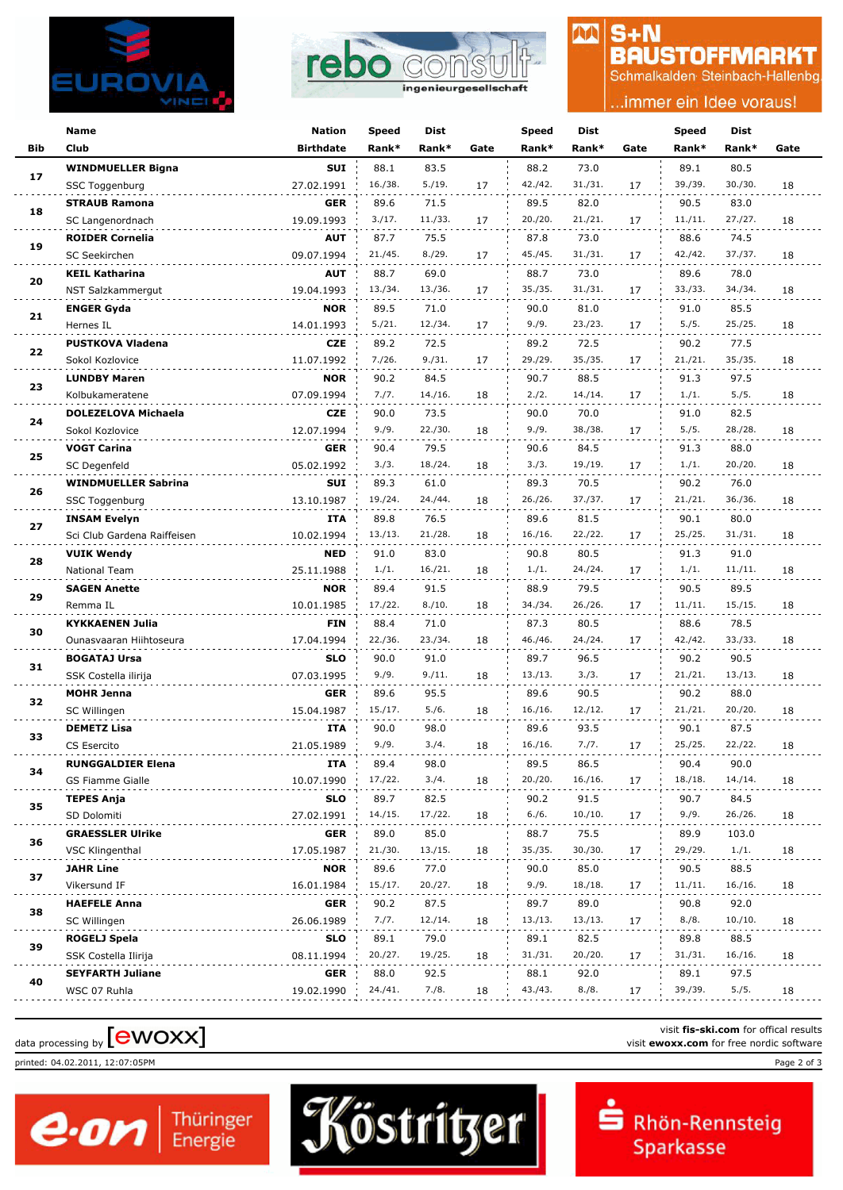| Bib | Name / Club | Nation / Birthdate | Speed / Rank* | Dist / Rank* | Gate | Speed / Rank* | Dist / Rank* | Gate | Speed / Rank* | Dist / Rank* | Gate |
|---|---|---|---|---|---|---|---|---|---|---|---|
| 17 | **WINDMUELLER Bigna** | **SUI** | 88.1 | 83.5 | | 88.2 | 73.0 | | 89.1 | 80.5 | |
| | SSC Toggenburg | 27.02.1991 | 16./38. | 5./19. | 17 | 42./42. | 31./31. | 17 | 39./39. | 30./30. | 18 |
| 18 | **STRAUB Ramona** | **GER** | 89.6 | 71.5 | | 89.5 | 82.0 | | 90.5 | 83.0 | |
| | SC Langenordnach | 19.09.1993 | 3./17. | 11./33. | 17 | 20./20. | 21./21. | 17 | 11./11. | 27./27. | 18 |
| 19 | **ROIDER Cornelia** | **AUT** | 87.7 | 75.5 | | 87.8 | 73.0 | | 88.6 | 74.5 | |
| | SC Seekirchen | 09.07.1994 | 21./45. | 8./29. | 17 | 45./45. | 31./31. | 17 | 42./42. | 37./37. | 18 |
| 20 | **KEIL Katharina** | **AUT** | 88.7 | 69.0 | | 88.7 | 73.0 | | 89.6 | 78.0 | |
| | NST Salzkammergut | 19.04.1993 | 13./34. | 13./36. | 17 | 35./35. | 31./31. | 17 | 33./33. | 34./34. | 18 |
| 21 | **ENGER Gyda** | **NOR** | 89.5 | 71.0 | | 90.0 | 81.0 | | 91.0 | 85.5 | |
| | Hernes IL | 14.01.1993 | 5./21. | 12./34. | 17 | 9./9. | 23./23. | 17 | 5./5. | 25./25. | 18 |
| 22 | **PUSTKOVA Vladena** | **CZE** | 89.2 | 72.5 | | 89.2 | 72.5 | | 90.2 | 77.5 | |
| | Sokol Kozlovice | 11.07.1992 | 7./26. | 9./31. | 17 | 29./29. | 35./35. | 17 | 21./21. | 35./35. | 18 |
| 23 | **LUNDBY Maren** | **NOR** | 90.2 | 84.5 | | 90.7 | 88.5 | | 91.3 | 97.5 | |
| | Kolbukameratene | 07.09.1994 | 7./7. | 14./16. | 18 | 2./2. | 14./14. | 17 | 1./1. | 5./5. | 18 |
| 24 | **DOLEZELOVA Michaela** | **CZE** | 90.0 | 73.5 | | 90.0 | 70.0 | | 91.0 | 82.5 | |
| | Sokol Kozlovice | 12.07.1994 | 9./9. | 22./30. | 18 | 9./9. | 38./38. | 17 | 5./5. | 28./28. | 18 |
| 25 | **VOGT Carina** | **GER** | 90.4 | 79.5 | | 90.6 | 84.5 | | 91.3 | 88.0 | |
| | SC Degenfeld | 05.02.1992 | 3./3. | 18./24. | 18 | 3./3. | 19./19. | 17 | 1./1. | 20./20. | 18 |
| 26 | **WINDMUELLER Sabrina** | **SUI** | 89.3 | 61.0 | | 89.3 | 70.5 | | 90.2 | 76.0 | |
| | SSC Toggenburg | 13.10.1987 | 19./24. | 24./44. | 18 | 26./26. | 37./37. | 17 | 21./21. | 36./36. | 18 |
| 27 | **INSAM Evelyn** | **ITA** | 89.8 | 76.5 | | 89.6 | 81.5 | | 90.1 | 80.0 | |
| | Sci Club Gardena Raiffeisen | 10.02.1994 | 13./13. | 21./28. | 18 | 16./16. | 22./22. | 17 | 25./25. | 31./31. | 18 |
| 28 | **VUIK Wendy** | **NED** | 91.0 | 83.0 | | 90.8 | 80.5 | | 91.3 | 91.0 | |
| | National Team | 25.11.1988 | 1./1. | 16./21. | 18 | 1./1. | 24./24. | 17 | 1./1. | 11./11. | 18 |
| 29 | **SAGEN Anette** | **NOR** | 89.4 | 91.5 | | 88.9 | 79.5 | | 90.5 | 89.5 | |
| | Remma IL | 10.01.1985 | 17./22. | 8./10. | 18 | 34./34. | 26./26. | 17 | 11./11. | 15./15. | 18 |
| 30 | **KYKKAENEN Julia** | **FIN** | 88.4 | 71.0 | | 87.3 | 80.5 | | 88.6 | 78.5 | |
| | Ounasvaaran Hiihtoseura | 17.04.1994 | 22./36. | 23./34. | 18 | 46./46. | 24./24. | 17 | 42./42. | 33./33. | 18 |
| 31 | **BOGATAJ Ursa** | **SLO** | 90.0 | 91.0 | | 89.7 | 96.5 | | 90.2 | 90.5 | |
| | SSK Costella ilirija | 07.03.1995 | 9./9. | 9./11. | 18 | 13./13. | 3./3. | 17 | 21./21. | 13./13. | 18 |
| 32 | **MOHR Jenna** | **GER** | 89.6 | 95.5 | | 89.6 | 90.5 | | 90.2 | 88.0 | |
| | SC Willingen | 15.04.1987 | 15./17. | 5./6. | 18 | 16./16. | 12./12. | 17 | 21./21. | 20./20. | 18 |
| 33 | **DEMETZ Lisa** | **ITA** | 90.0 | 98.0 | | 89.6 | 93.5 | | 90.1 | 87.5 | |
| | CS Esercito | 21.05.1989 | 9./9. | 3./4. | 18 | 16./16. | 7./7. | 17 | 25./25. | 22./22. | 18 |
| 34 | **RUNGGALDIER Elena** | **ITA** | 89.4 | 98.0 | | 89.5 | 86.5 | | 90.4 | 90.0 | |
| | GS Fiamme Gialle | 10.07.1990 | 17./22. | 3./4. | 18 | 20./20. | 16./16. | 17 | 18./18. | 14./14. | 18 |
| 35 | **TEPES Anja** | **SLO** | 89.7 | 82.5 | | 90.2 | 91.5 | | 90.7 | 84.5 | |
| | SD Dolomiti | 27.02.1991 | 14./15. | 17./22. | 18 | 6./6. | 10./10. | 17 | 9./9. | 26./26. | 18 |
| 36 | **GRAESSLER Ulrike** | **GER** | 89.0 | 85.0 | | 88.7 | 75.5 | | 89.9 | 103.0 | |
| | VSC Klingenthal | 17.05.1987 | 21./30. | 13./15. | 18 | 35./35. | 30./30. | 17 | 29./29. | 1./1. | 18 |
| 37 | **JAHR Line** | **NOR** | 89.6 | 77.0 | | 90.0 | 85.0 | | 90.5 | 88.5 | |
| | Vikersund IF | 16.01.1984 | 15./17. | 20./27. | 18 | 9./9. | 18./18. | 17 | 11./11. | 16./16. | 18 |
| 38 | **HAEFELE Anna** | **GER** | 90.2 | 87.5 | | 89.7 | 89.0 | | 90.8 | 92.0 | |
| | SC Willingen | 26.06.1989 | 7./7. | 12./14. | 18 | 13./13. | 13./13. | 17 | 8./8. | 10./10. | 18 |
| 39 | **ROGELJ Spela** | **SLO** | 89.1 | 79.0 | | 89.1 | 82.5 | | 89.8 | 88.5 | |
| | SSK Costella Ilirija | 08.11.1994 | 20./27. | 19./25. | 18 | 31./31. | 20./20. | 17 | 31./31. | 16./16. | 18 |
| 40 | **SEYFARTH Juliane** | **GER** | 88.0 | 92.5 | | 88.1 | 92.0 | | 89.1 | 97.5 | |
| | WSC 07 Ruhla | 19.02.1990 | 24./41. | 7./8. | 18 | 43./43. | 8./8. | 17 | 39./39. | 5./5. | 18 |

data processing by [ewoxx]

visit **fis-ski.com** for offical results
visit **ewoxx.com** for free nordic software

printed: 04.02.2011, 12:07:05PM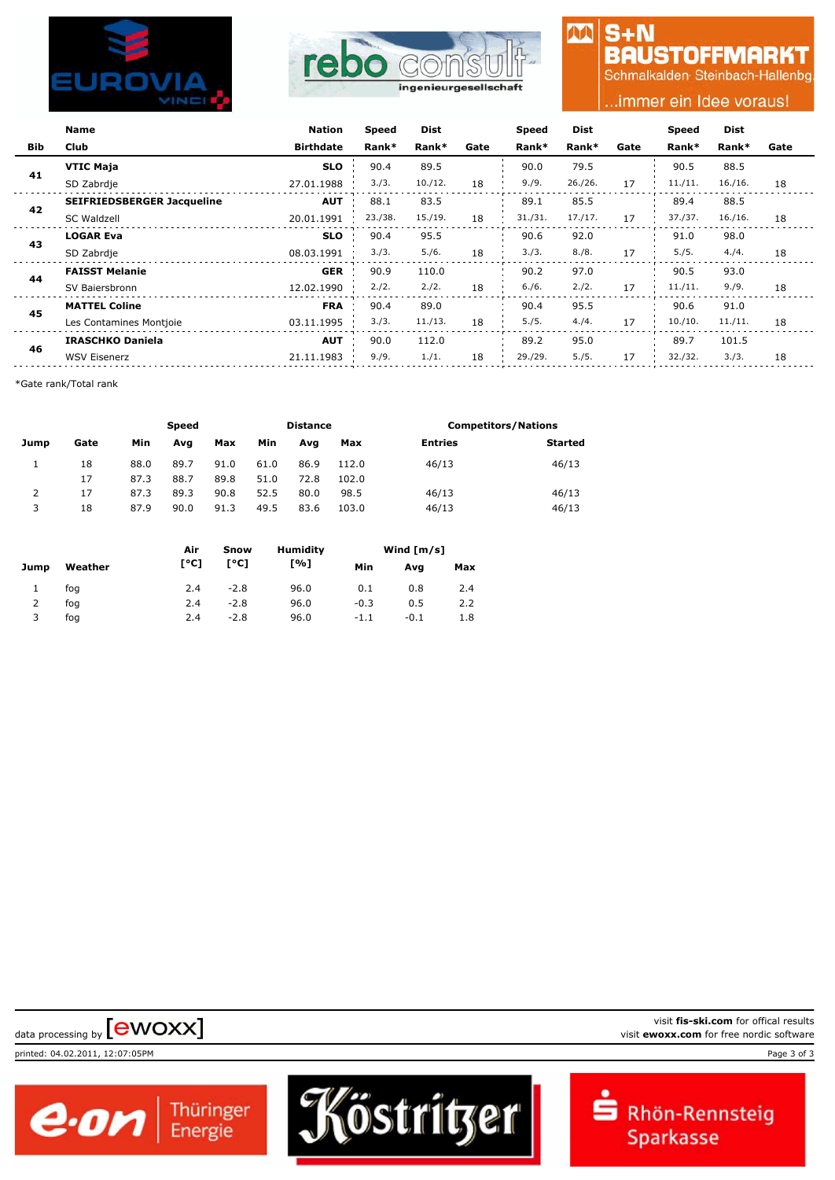| Bib | Name / Club | Nation / Birthdate | Speed Rank* | Dist Rank* | Gate | Speed Rank* | Dist Rank* | Gate | Speed Rank* | Dist Rank* | Gate |
|---|---|---|---|---|---|---|---|---|---|---|---|
| 41 | **VTIC Maja** | **SLO** | 90.4 | 89.5 | | 90.0 | 79.5 | | 90.5 | 88.5 | |
| | SD Zabrdje | 27.01.1988 | 3./3. | 10./12. | 18 | 9./9. | 26./26. | 17 | 11./11. | 16./16. | 18 |
| 42 | **SEIFRIEDSBERGER Jacqueline** | **AUT** | 88.1 | 83.5 | | 89.1 | 85.5 | | 89.4 | 88.5 | |
| | SC Waldzell | 20.01.1991 | 23./38. | 15./19. | 18 | 31./31. | 17./17. | 17 | 37./37. | 16./16. | 18 |
| 43 | **LOGAR Eva** | **SLO** | 90.4 | 95.5 | | 90.6 | 92.0 | | 91.0 | 98.0 | |
| | SD Zabrdje | 08.03.1991 | 3./3. | 5./6. | 18 | 3./3. | 8./8. | 17 | 5./5. | 4./4. | 18 |
| 44 | **FAISST Melanie** | **GER** | 90.9 | 110.0 | | 90.2 | 97.0 | | 90.5 | 93.0 | |
| | SV Baiersbronn | 12.02.1990 | 2./2. | 2./2. | 18 | 6./6. | 2./2. | 17 | 11./11. | 9./9. | 18 |
| 45 | **MATTEL Coline** | **FRA** | 90.4 | 89.0 | | 90.4 | 95.5 | | 90.6 | 91.0 | |
| | Les Contamines Montjoie | 03.11.1995 | 3./3. | 11./13. | 18 | 5./5. | 4./4. | 17 | 10./10. | 11./11. | 18 |
| 46 | **IRASCHKO Daniela** | **AUT** | 90.0 | 112.0 | | 89.2 | 95.0 | | 89.7 | 101.5 | |
| | WSV Eisenerz | 21.11.1983 | 9./9. | 1./1. | 18 | 29./29. | 5./5. | 17 | 32./32. | 3./3. | 18 |

*Gate rank/Total rank

| Jump | Gate | Speed Min | Speed Avg | Speed Max | Distance Min | Distance Avg | Distance Max | Competitors/Nations Entries | Competitors/Nations Started |
|---|---|---|---|---|---|---|---|---|---|
| 1 | 18 | 88.0 | 89.7 | 91.0 | 61.0 | 86.9 | 112.0 | 46/13 | 46/13 |
| | 17 | 87.3 | 88.7 | 89.8 | 51.0 | 72.8 | 102.0 | | |
| 2 | 17 | 87.3 | 89.3 | 90.8 | 52.5 | 80.0 | 98.5 | 46/13 | 46/13 |
| 3 | 18 | 87.9 | 90.0 | 91.3 | 49.5 | 83.6 | 103.0 | 46/13 | 46/13 |

| Jump | Weather | Air [°C] | Snow [°C] | Humidity [%] | Wind [m/s] Min | Wind [m/s] Avg | Wind [m/s] Max |
|---|---|---|---|---|---|---|---|
| 1 | fog | 2.4 | -2.8 | 96.0 | 0.1 | 0.8 | 2.4 |
| 2 | fog | 2.4 | -2.8 | 96.0 | -0.3 | 0.5 | 2.2 |
| 3 | fog | 2.4 | -2.8 | 96.0 | -1.1 | -0.1 | 1.8 |

data processing by [ewoxx]

visit **fis-ski.com** for offical results
visit **ewoxx.com** for free nordic software

printed: 04.02.2011, 12:07:05PM